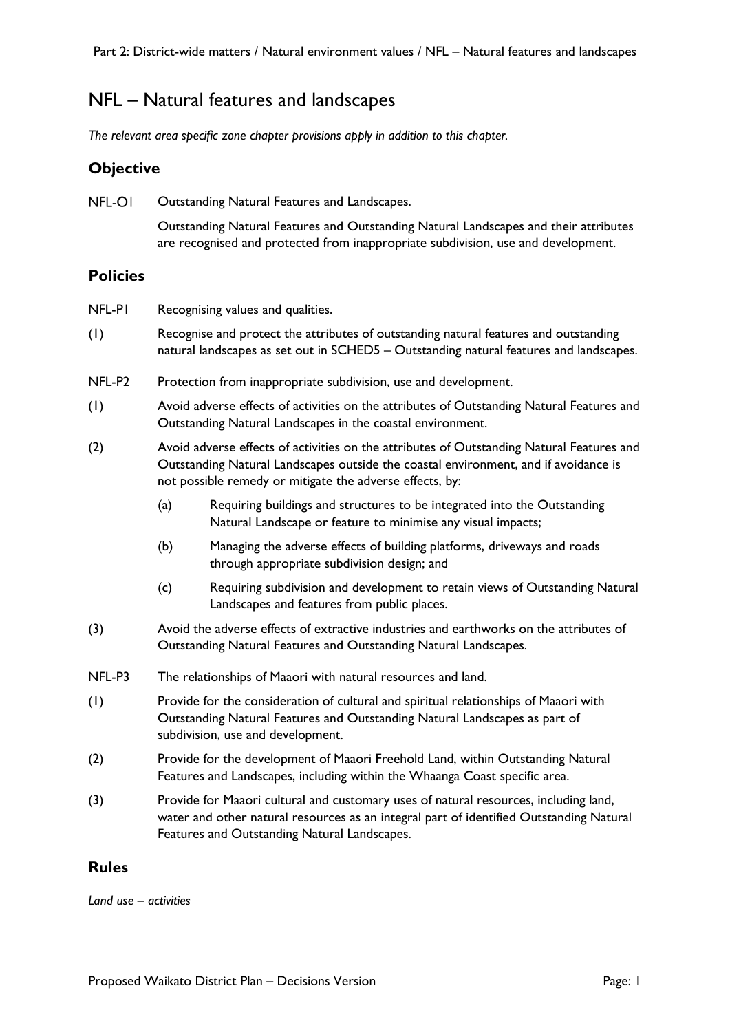# NFL – Natural features and landscapes

*The relevant area specific zone chapter provisions apply in addition to this chapter.*

## Objective

NFL-O1 Outstanding Natural Features and Landscapes.

Outstanding Natural Features and Outstanding Natural Landscapes and their attributes are recognised and protected from inappropriate subdivision, use and development.

## Policies

NFL-P1 Recognising values and qualities.

(1) Recognise and protect the attributes of outstanding natural features and outstanding natural landscapes as set out in SCHED5 – Outstanding natural features and landscapes.

NFL-P2 Protection from inappropriate subdivision, use and development.

(1) Avoid adverse effects of activities on the attributes of Outstanding Natural Features and Outstanding Natural Landscapes in the coastal environment.

(2) Avoid adverse effects of activities on the attributes of Outstanding Natural Features and Outstanding Natural Landscapes outside the coastal environment, and if avoidance is not possible remedy or mitigate the adverse effects, by:

- (a) Requiring buildings and structures to be integrated into the Outstanding Natural Landscape or feature to minimise any visual impacts;
- (b) Managing the adverse effects of building platforms, driveways and roads through appropriate subdivision design; and
- (c) Requiring subdivision and development to retain views of Outstanding Natural Landscapes and features from public places.

(3) Avoid the adverse effects of extractive industries and earthworks on the attributes of Outstanding Natural Features and Outstanding Natural Landscapes.

NFL-P3 The relationships of Maaori with natural resources and land.

(1) Provide for the consideration of cultural and spiritual relationships of Maaori with Outstanding Natural Features and Outstanding Natural Landscapes as part of subdivision, use and development.

(2) Provide for the development of Maaori Freehold Land, within Outstanding Natural Features and Landscapes, including within the Whaanga Coast specific area.

(3) Provide for Maaori cultural and customary uses of natural resources, including land, water and other natural resources as an integral part of identified Outstanding Natural Features and Outstanding Natural Landscapes.

## Rules

*Land use – activities*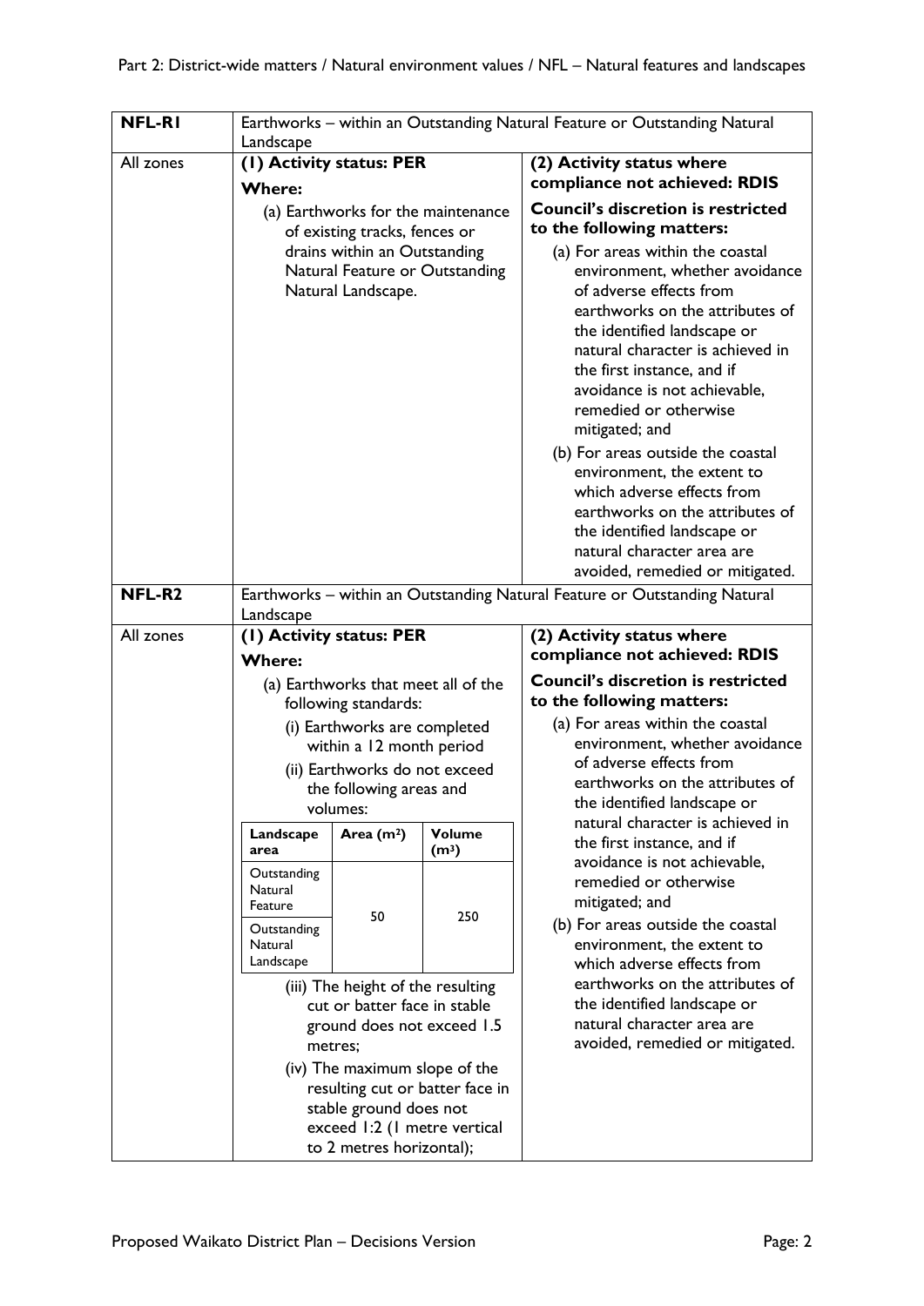| NFL-R1 | Earthworks – within an Outstanding Natural Feature or Outstanding Natural Landscape | |
|---|---|---|
| All zones | **(1) Activity status: PER**<br>**Where:**<br>(a) Earthworks for the maintenance of existing tracks, fences or drains within an Outstanding Natural Feature or Outstanding Natural Landscape. | **(2) Activity status where compliance not achieved: RDIS**<br>**Council's discretion is restricted to the following matters:**<br>(a) For areas within the coastal environment, whether avoidance of adverse effects from earthworks on the attributes of the identified landscape or natural character is achieved in the first instance, and if avoidance is not achievable, remedied or otherwise mitigated; and<br>(b) For areas outside the coastal environment, the extent to which adverse effects from earthworks on the attributes of the identified landscape or natural character area are avoided, remedied or mitigated. |
| **NFL-R2** | Earthworks – within an Outstanding Natural Feature or Outstanding Natural Landscape | |
| All zones | **(1) Activity status: PER**<br>**Where:**<br>(a) Earthworks that meet all of the following standards:<br>(i) Earthworks are completed within a 12 month period<br>(ii) Earthworks do not exceed the following areas and volumes:<br><br>**Landscape area** / **Area ($m^2$)** / **Volume ($m^3$)**<br>Outstanding Natural Feature / 50 / 250<br>Outstanding Natural Landscape / 50 / 250<br><br>(iii) The height of the resulting cut or batter face in stable ground does not exceed 1.5 metres;<br>(iv) The maximum slope of the resulting cut or batter face in stable ground does not exceed 1:2 (1 metre vertical to 2 metres horizontal); | **(2) Activity status where compliance not achieved: RDIS**<br>**Council's discretion is restricted to the following matters:**<br>(a) For areas within the coastal environment, whether avoidance of adverse effects from earthworks on the attributes of the identified landscape or natural character is achieved in the first instance, and if avoidance is not achievable, remedied or otherwise mitigated; and<br>(b) For areas outside the coastal environment, the extent to which adverse effects from earthworks on the attributes of the identified landscape or natural character area are avoided, remedied or mitigated. |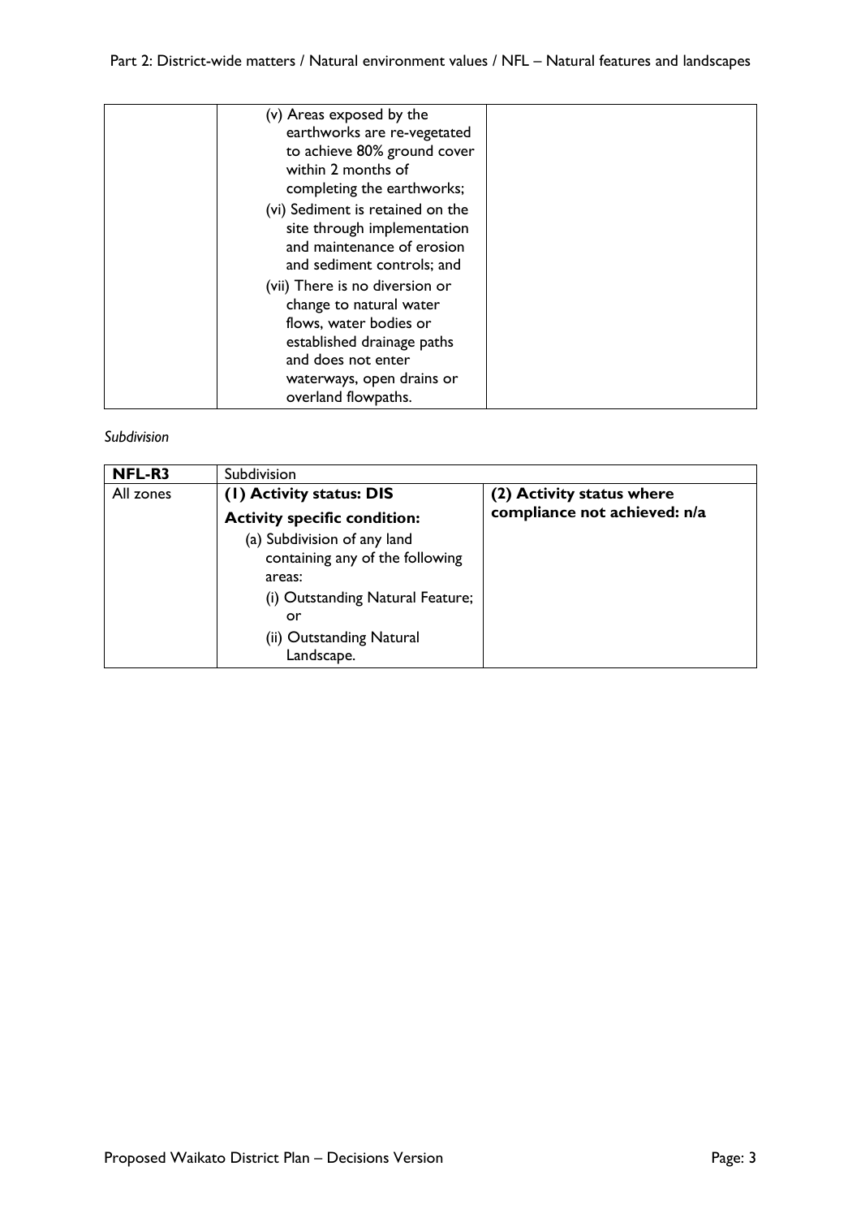| | | |
|---|---|---|
| | (v) Areas exposed by the earthworks are re-vegetated to achieve 80% ground cover within 2 months of completing the earthworks;<br>(vi) Sediment is retained on the site through implementation and maintenance of erosion and sediment controls; and<br>(vii) There is no diversion or change to natural water flows, water bodies or established drainage paths and does not enter waterways, open drains or overland flowpaths. | |

*Subdivision*

| **NFL-R3** | Subdivision | |
|---|---|---|
| All zones | **(1) Activity status: DIS**<br>**Activity specific condition:**<br>(a) Subdivision of any land containing any of the following areas:<br>(i) Outstanding Natural Feature; or<br>(ii) Outstanding Natural Landscape. | **(2) Activity status where compliance not achieved: n/a** |